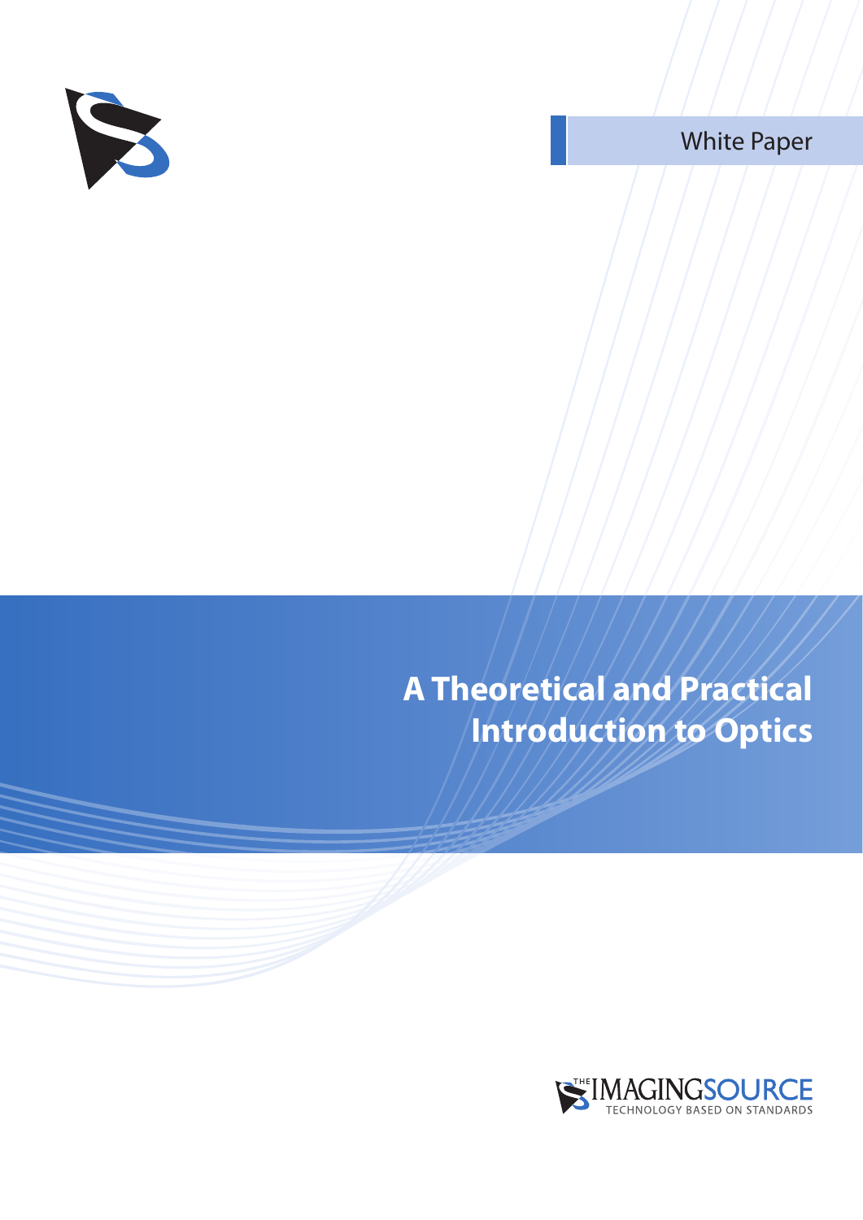White Paper

# A Theoretical and Practical Introduction to Optics

THE IMAGINGSOURCE
TECHNOLOGY BASED ON STANDARDS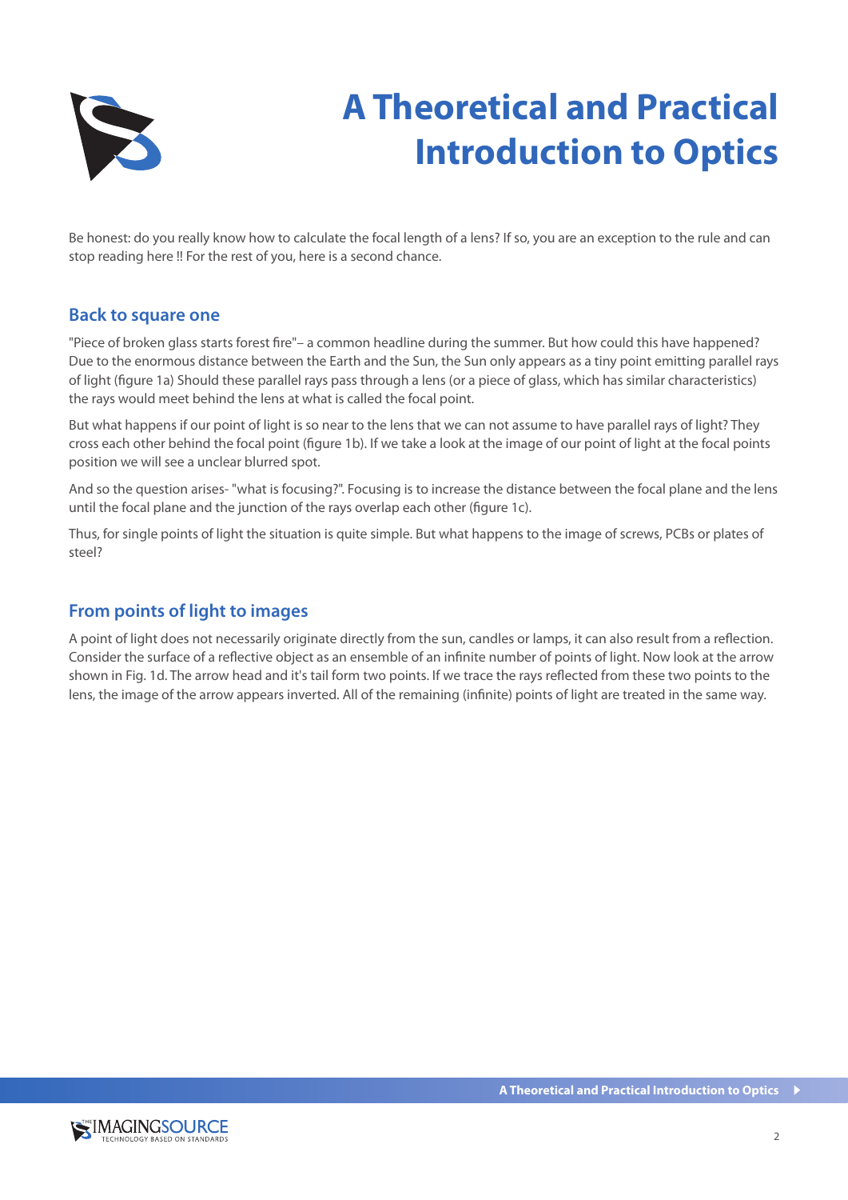# A Theoretical and Practical Introduction to Optics

Be honest: do you really know how to calculate the focal length of a lens? If so, you are an exception to the rule and can stop reading here !! For the rest of you, here is a second chance.

## Back to square one

"Piece of broken glass starts forest fire"– a common headline during the summer. But how could this have happened? Due to the enormous distance between the Earth and the Sun, the Sun only appears as a tiny point emitting parallel rays of light (figure 1a) Should these parallel rays pass through a lens (or a piece of glass, which has similar characteristics) the rays would meet behind the lens at what is called the focal point.

But what happens if our point of light is so near to the lens that we can not assume to have parallel rays of light? They cross each other behind the focal point (figure 1b). If we take a look at the image of our point of light at the focal points position we will see a unclear blurred spot.

And so the question arises- "what is focusing?". Focusing is to increase the distance between the focal plane and the lens until the focal plane and the junction of the rays overlap each other (figure 1c).

Thus, for single points of light the situation is quite simple. But what happens to the image of screws, PCBs or plates of steel?

## From points of light to images

A point of light does not necessarily originate directly from the sun, candles or lamps, it can also result from a reflection. Consider the surface of a reflective object as an ensemble of an infinite number of points of light. Now look at the arrow shown in Fig. 1d. The arrow head and it's tail form two points. If we trace the rays reflected from these two points to the lens, the image of the arrow appears inverted. All of the remaining (infinite) points of light are treated in the same way.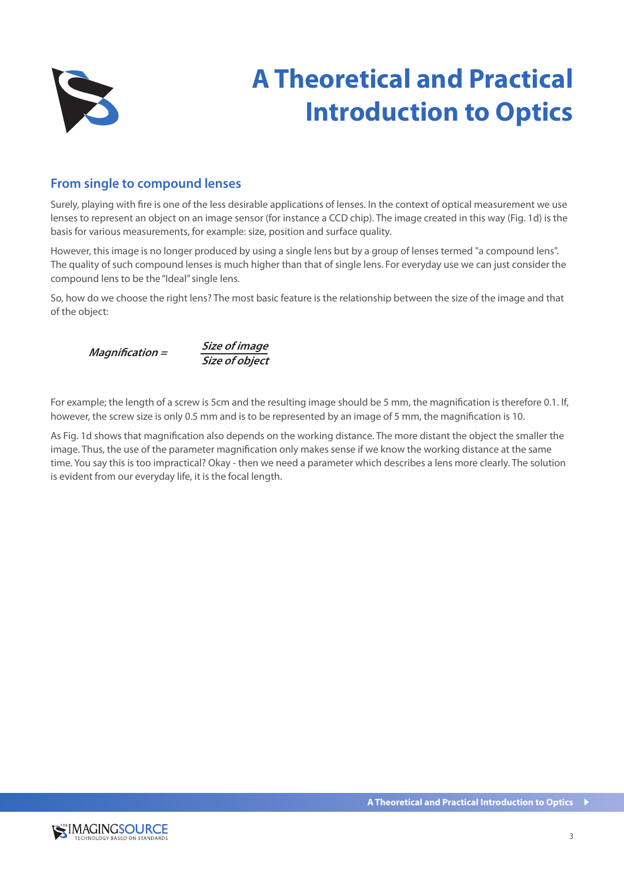# A Theoretical and Practical Introduction to Optics

## From single to compound lenses

Surely, playing with fire is one of the less desirable applications of lenses. In the context of optical measurement we use lenses to represent an object on an image sensor (for instance a CCD chip). The image created in this way (Fig. 1d) is the basis for various measurements, for example: size, position and surface quality.

However, this image is no longer produced by using a single lens but by a group of lenses termed "a compound lens". The quality of such compound lenses is much higher than that of single lens. For everyday use we can just consider the compound lens to be the "Ideal" single lens.

So, how do we choose the right lens? The most basic feature is the relationship between the size of the image and that of the object:

$$\textit{Magnification} = \frac{\textit{Size of image}}{\textit{Size of object}}$$

For example; the length of a screw is 5cm and the resulting image should be 5 mm, the magnification is therefore 0.1. If, however, the screw size is only 0.5 mm and is to be represented by an image of 5 mm, the magnification is 10.

As Fig. 1d shows that magnification also depends on the working distance. The more distant the object the smaller the image. Thus, the use of the parameter magnification only makes sense if we know the working distance at the same time. You say this is too impractical? Okay - then we need a parameter which describes a lens more clearly. The solution is evident from our everyday life, it is the focal length.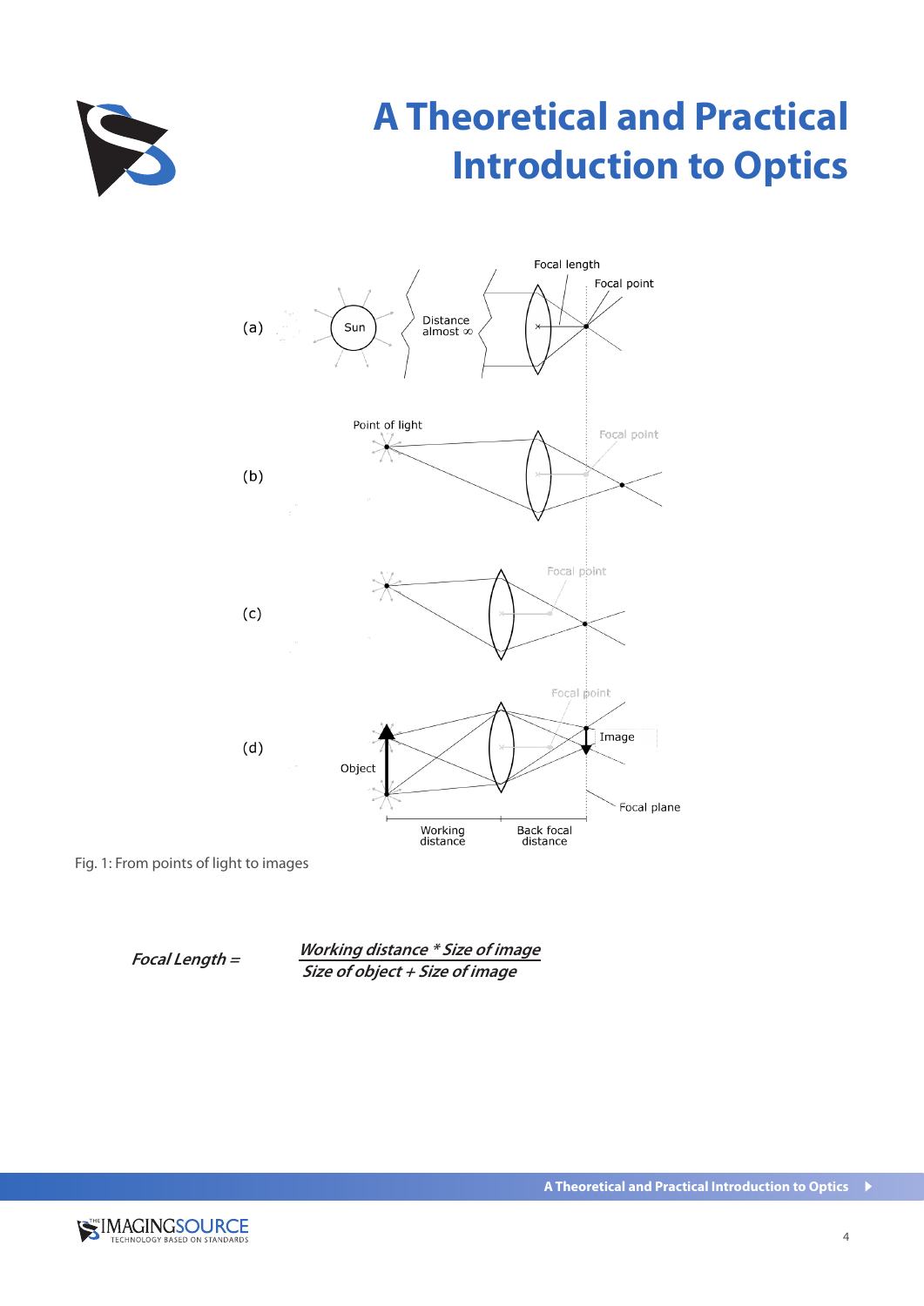# A Theoretical and Practical Introduction to Optics

Fig. 1: From points of light to images

$$Focal\ Length = \frac{Working\ distance * Size\ of\ image}{Size\ of\ object + Size\ of\ image}$$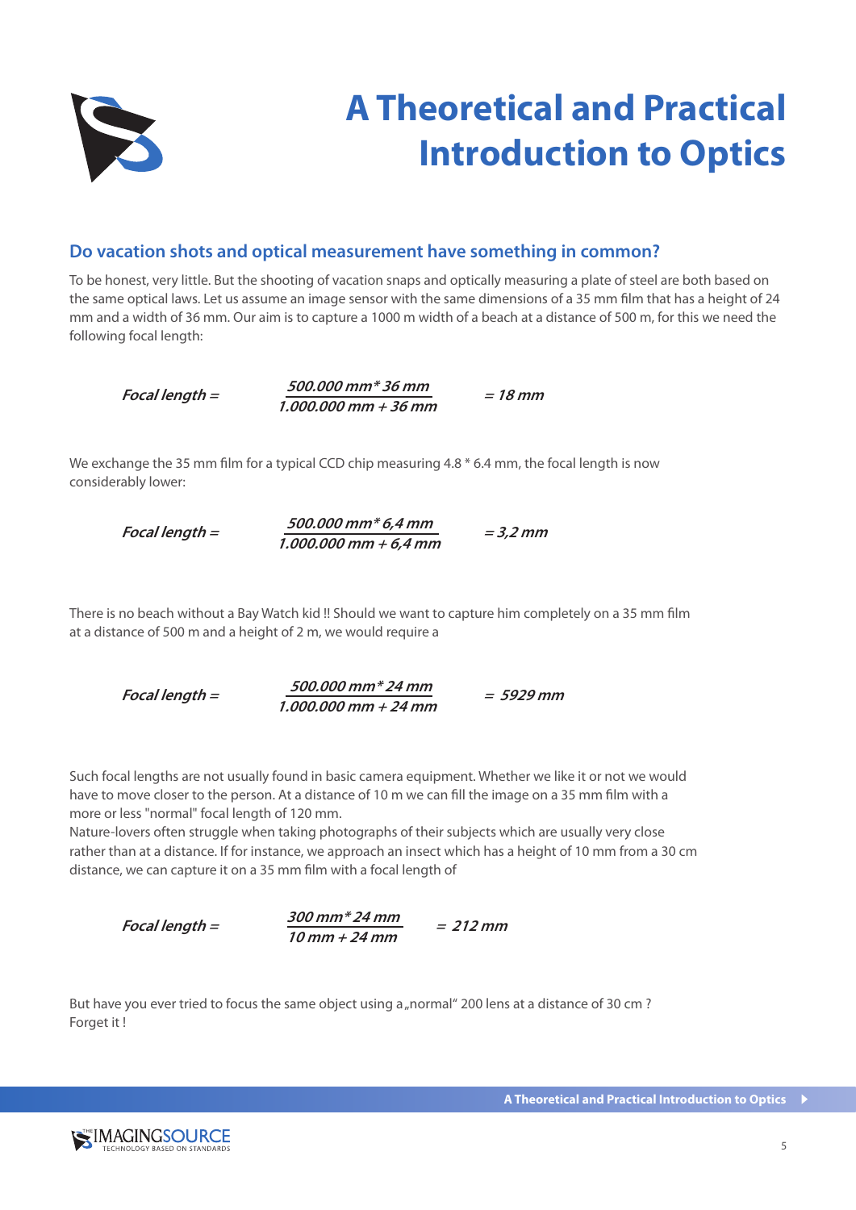# A Theoretical and Practical Introduction to Optics

## Do vacation shots and optical measurement have something in common?

To be honest, very little. But the shooting of vacation snaps and optically measuring a plate of steel are both based on the same optical laws. Let us assume an image sensor with the same dimensions of a 35 mm film that has a height of 24 mm and a width of 36 mm. Our aim is to capture a 1000 m width of a beach at a distance of 500 m, for this we need the following focal length:

$$\textit{Focal length} = \frac{500.000\ mm * 36\ mm}{1.000.000\ mm + 36\ mm} = 18\ mm$$

We exchange the 35 mm film for a typical CCD chip measuring 4.8 * 6.4 mm, the focal length is now considerably lower:

$$\textit{Focal length} = \frac{500.000\ mm * 6{,}4\ mm}{1.000.000\ mm + 6{,}4\ mm} = 3{,}2\ mm$$

There is no beach without a Bay Watch kid !! Should we want to capture him completely on a 35 mm film at a distance of 500 m and a height of 2 m, we would require a

$$\textit{Focal length} = \frac{500.000\ mm * 24\ mm}{1.000.000\ mm + 24\ mm} = 5929\ mm$$

Such focal lengths are not usually found in basic camera equipment. Whether we like it or not we would have to move closer to the person. At a distance of 10 m we can fill the image on a 35 mm film with a more or less "normal" focal length of 120 mm.

Nature-lovers often struggle when taking photographs of their subjects which are usually very close rather than at a distance. If for instance, we approach an insect which has a height of 10 mm from a 30 cm distance, we can capture it on a 35 mm film with a focal length of

$$\textit{Focal length} = \frac{300\ mm * 24\ mm}{10\ mm + 24\ mm} = 212\ mm$$

But have you ever tried to focus the same object using a „normal" 200 lens at a distance of 30 cm ? Forget it !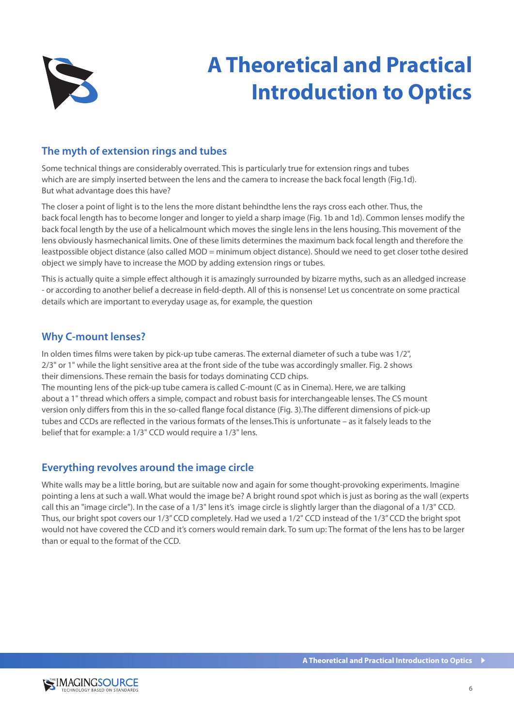# A Theoretical and Practical Introduction to Optics

## The myth of extension rings and tubes

Some technical things are considerably overrated. This is particularly true for extension rings and tubes which are are simply inserted between the lens and the camera to increase the back focal length (Fig.1d). But what advantage does this have?

The closer a point of light is to the lens the more distant behindthe lens the rays cross each other. Thus, the back focal length has to become longer and longer to yield a sharp image (Fig. 1b and 1d). Common lenses modify the back focal length by the use of a helicalmount which moves the single lens in the lens housing. This movement of the lens obviously hasmechanical limits. One of these limits determines the maximum back focal length and therefore the leastpossible object distance (also called MOD = minimum object distance). Should we need to get closer tothe desired object we simply have to increase the MOD by adding extension rings or tubes.

This is actually quite a simple effect although it is amazingly surrounded by bizarre myths, such as an alledged increase - or according to another belief a decrease in field-depth. All of this is nonsense! Let us concentrate on some practical details which are important to everyday usage as, for example, the question

## Why C-mount lenses?

In olden times films were taken by pick-up tube cameras. The external diameter of such a tube was 1/2", 2/3" or 1" while the light sensitive area at the front side of the tube was accordingly smaller. Fig. 2 shows their dimensions. These remain the basis for todays dominating CCD chips.
The mounting lens of the pick-up tube camera is called C-mount (C as in Cinema). Here, we are talking about a 1" thread which offers a simple, compact and robust basis for interchangeable lenses. The CS mount version only differs from this in the so-called flange focal distance (Fig. 3).The different dimensions of pick-up tubes and CCDs are reflected in the various formats of the lenses.This is unfortunate – as it falsely leads to the belief that for example: a 1/3" CCD would require a 1/3" lens.

## Everything revolves around the image circle

White walls may be a little boring, but are suitable now and again for some thought-provoking experiments. Imagine pointing a lens at such a wall. What would the image be? A bright round spot which is just as boring as the wall (experts call this an "image circle"). In the case of a 1/3" lens it's image circle is slightly larger than the diagonal of a 1/3" CCD. Thus, our bright spot covers our 1/3" CCD completely. Had we used a 1/2" CCD instead of the 1/3" CCD the bright spot would not have covered the CCD and it's corners would remain dark. To sum up: The format of the lens has to be larger than or equal to the format of the CCD.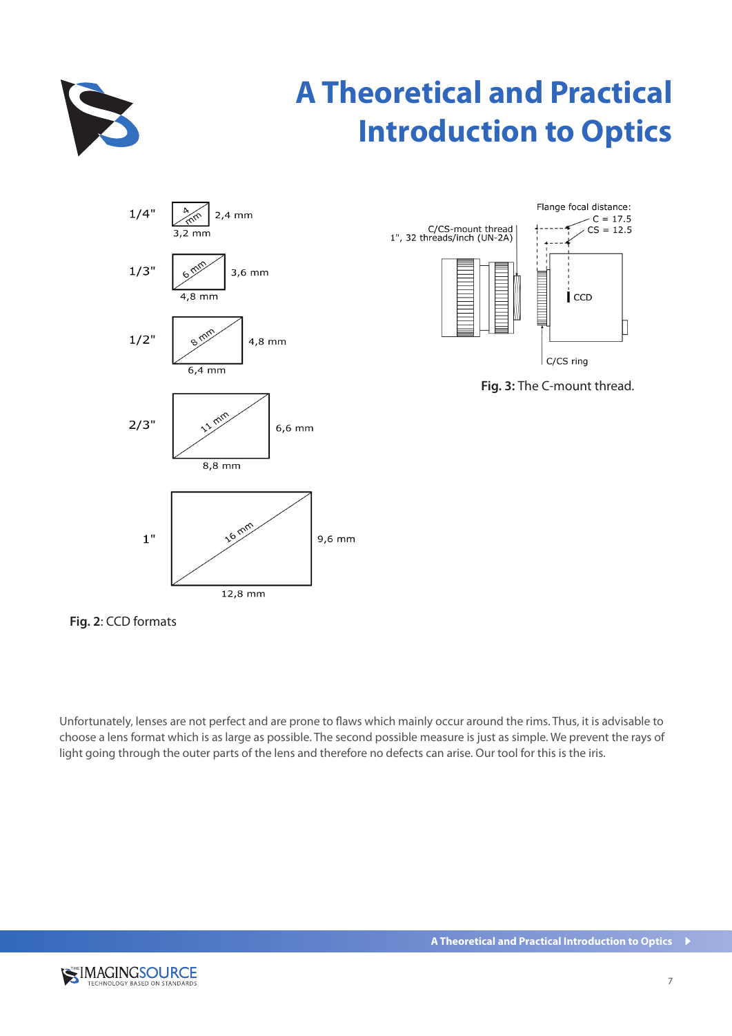1/4" — 4 mm — 2,4 mm — 3,2 mm

1/3" — 6 mm — 3,6 mm — 4,8 mm

1/2" — 8 mm — 4,8 mm — 6,4 mm

2/3" — 11 mm — 6,6 mm — 8,8 mm

1" — 16 mm — 9,6 mm — 12,8 mm

**Fig. 2**: CCD formats

Flange focal distance:
C = 17.5
CS = 12.5

C/CS-mount thread
1", 32 threads/inch (UN-2A)

CCD

C/CS ring

**Fig. 3:** The C-mount thread.

Unfortunately, lenses are not perfect and are prone to flaws which mainly occur around the rims. Thus, it is advisable to choose a lens format which is as large as possible. The second possible measure is just as simple. We prevent the rays of light going through the outer parts of the lens and therefore no defects can arise. Our tool for this is the iris.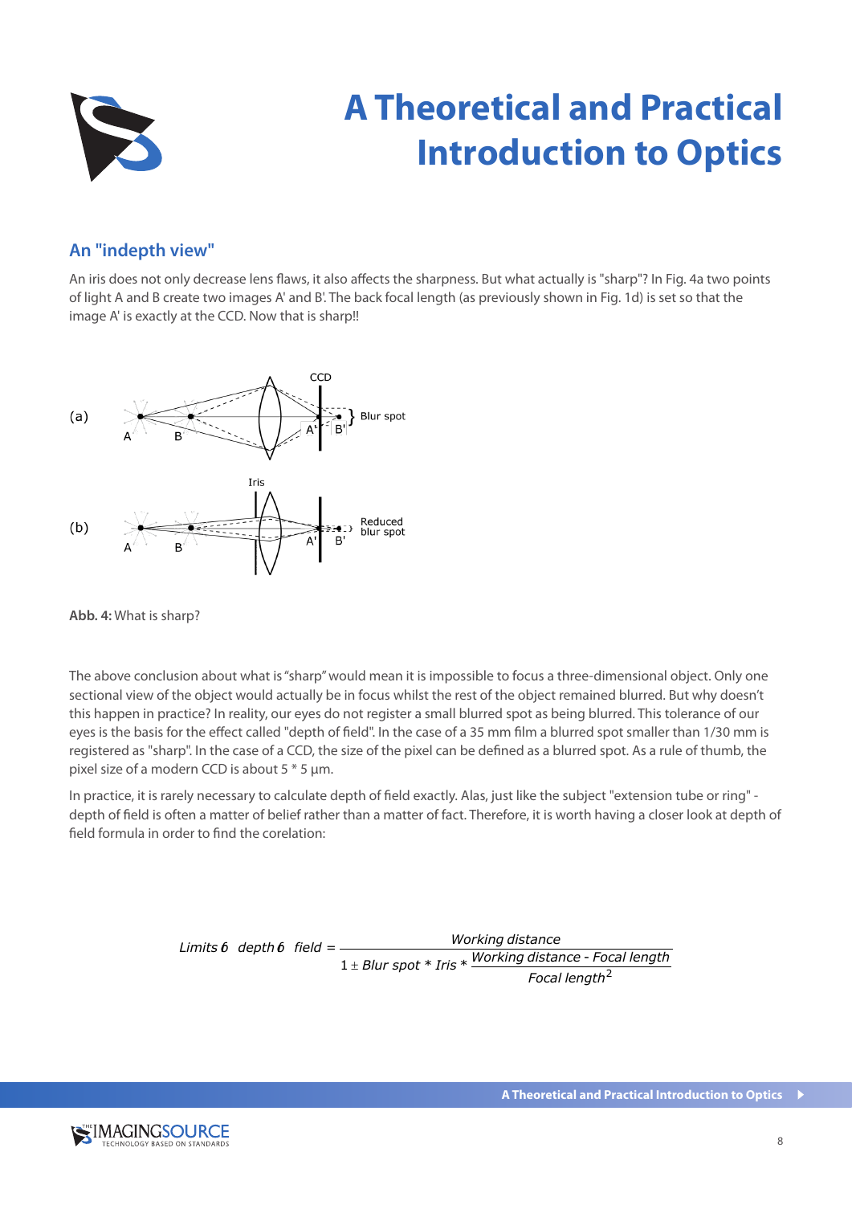# A Theoretical and Practical Introduction to Optics

## An "indepth view"

An iris does not only decrease lens flaws, it also affects the sharpness. But what actually is "sharp"? In Fig. 4a two points of light A and B create two images A' and B'. The back focal length (as previously shown in Fig. 1d) is set so that the image A' is exactly at the CCD. Now that is sharp!!

**Abb. 4:** What is sharp?

The above conclusion about what is "sharp" would mean it is impossible to focus a three-dimensional object. Only one sectional view of the object would actually be in focus whilst the rest of the object remained blurred. But why doesn't this happen in practice? In reality, our eyes do not register a small blurred spot as being blurred. This tolerance of our eyes is the basis for the effect called "depth of field". In the case of a 35 mm film a blurred spot smaller than 1/30 mm is registered as "sharp". In the case of a CCD, the size of the pixel can be defined as a blurred spot. As a rule of thumb, the pixel size of a modern CCD is about 5 * 5 µm.

In practice, it is rarely necessary to calculate depth of field exactly. Alas, just like the subject "extension tube or ring" - depth of field is often a matter of belief rather than a matter of fact. Therefore, it is worth having a closer look at depth of field formula in order to find the corelation:

$$\text{Limits } \delta \ \text{ depth } \delta \ \text{ field} = \frac{\text{Working distance}}{1 \pm \text{Blur spot} * \text{Iris} * \frac{\text{Working distance - Focal length}}{\text{Focal length}^2}}$$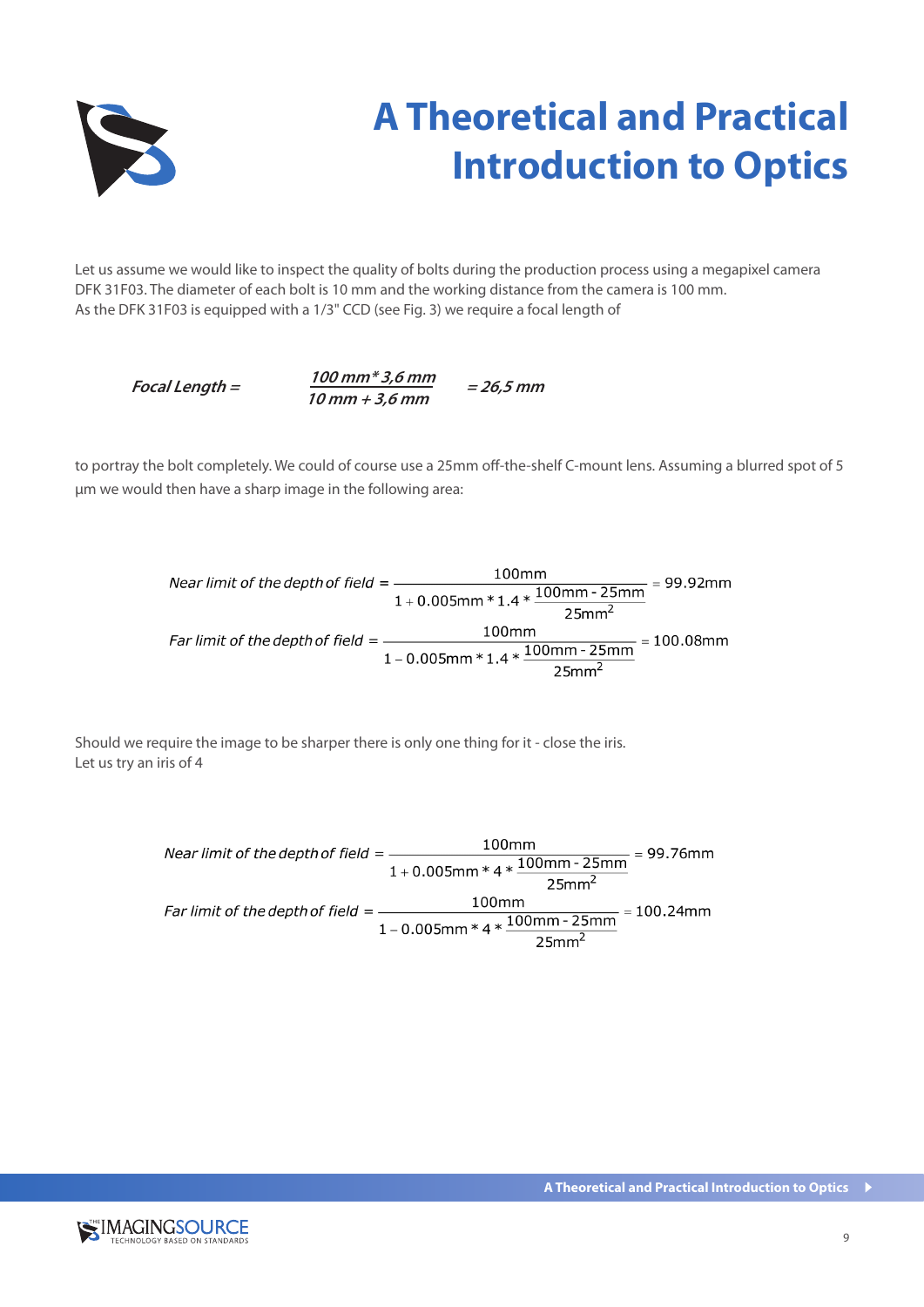# A Theoretical and Practical Introduction to Optics

Let us assume we would like to inspect the quality of bolts during the production process using a megapixel camera DFK 31F03. The diameter of each bolt is 10 mm and the working distance from the camera is 100 mm. As the DFK 31F03 is equipped with a 1/3" CCD (see Fig. 3) we require a focal length of

$$\textit{Focal Length} = \frac{100\,mm * 3{,}6\,mm}{10\,mm + 3{,}6\,mm} = 26{,}5\,mm$$

to portray the bolt completely. We could of course use a 25mm off-the-shelf C-mount lens. Assuming a blurred spot of 5 µm we would then have a sharp image in the following area:

$$\textit{Near limit of the depth of field} = \frac{100mm}{1 + 0.005mm * 1.4 * \frac{100mm - 25mm}{25mm^2}} = 99.92mm$$

$$\textit{Far limit of the depth of field} = \frac{100mm}{1 - 0.005mm * 1.4 * \frac{100mm - 25mm}{25mm^2}} = 100.08mm$$

Should we require the image to be sharper there is only one thing for it - close the iris.
Let us try an iris of 4

$$\textit{Near limit of the depth of field} = \frac{100mm}{1 + 0.005mm * 4 * \frac{100mm - 25mm}{25mm^2}} = 99.76mm$$

$$\textit{Far limit of the depth of field} = \frac{100mm}{1 - 0.005mm * 4 * \frac{100mm - 25mm}{25mm^2}} = 100.24mm$$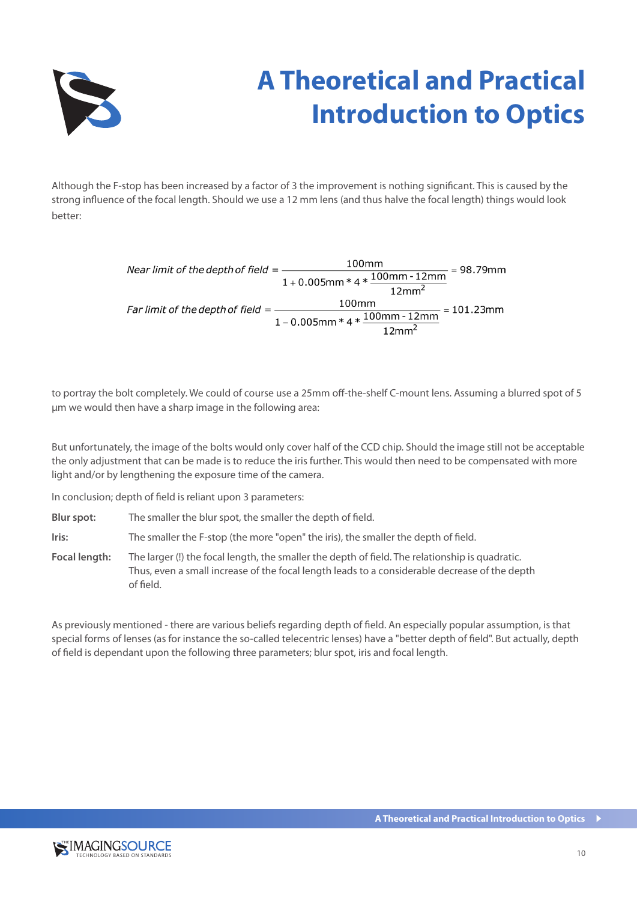Although the F-stop has been increased by a factor of 3 the improvement is nothing significant. This is caused by the strong influence of the focal length. Should we use a 12 mm lens (and thus halve the focal length) things would look better:

$$\textit{Near limit of the depth of field} = \frac{100\text{mm}}{1 + 0.005\text{mm} * 4 * \frac{100\text{mm} - 12\text{mm}}{12\text{mm}^2}} = 98.79\text{mm}$$

$$\textit{Far limit of the depth of field} = \frac{100\text{mm}}{1 - 0.005\text{mm} * 4 * \frac{100\text{mm} - 12\text{mm}}{12\text{mm}^2}} = 101.23\text{mm}$$

to portray the bolt completely. We could of course use a 25mm off-the-shelf C-mount lens. Assuming a blurred spot of 5 µm we would then have a sharp image in the following area:

But unfortunately, the image of the bolts would only cover half of the CCD chip. Should the image still not be acceptable the only adjustment that can be made is to reduce the iris further. This would then need to be compensated with more light and/or by lengthening the exposure time of the camera.

In conclusion; depth of field is reliant upon 3 parameters:

**Blur spot:** The smaller the blur spot, the smaller the depth of field.

**Iris:** The smaller the F-stop (the more "open" the iris), the smaller the depth of field.

**Focal length:** The larger (!) the focal length, the smaller the depth of field. The relationship is quadratic. Thus, even a small increase of the focal length leads to a considerable decrease of the depth of field.

As previously mentioned - there are various beliefs regarding depth of field. An especially popular assumption, is that special forms of lenses (as for instance the so-called telecentric lenses) have a "better depth of field". But actually, depth of field is dependant upon the following three parameters; blur spot, iris and focal length.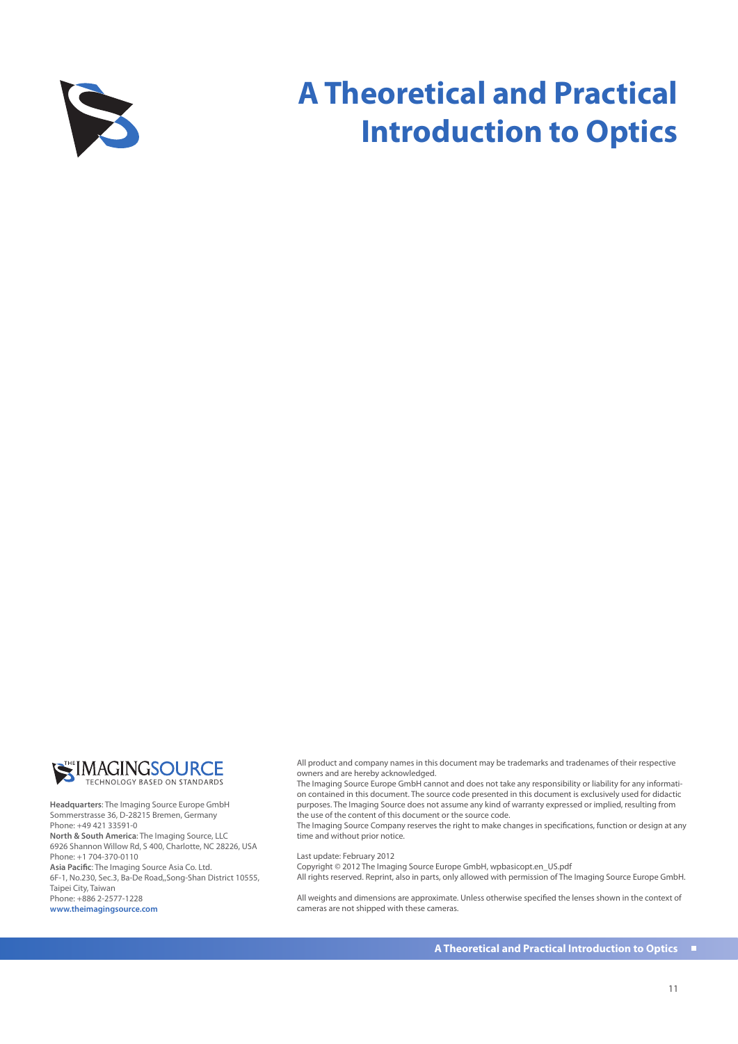# A Theoretical and Practical Introduction to Optics

THE IMAGINGSOURCE
TECHNOLOGY BASED ON STANDARDS

**Headquarters**: The Imaging Source Europe GmbH
Sommerstrasse 36, D-28215 Bremen, Germany
Phone: +49 421 33591-0
**North & South America**: The Imaging Source, LLC
6926 Shannon Willow Rd, S 400, Charlotte, NC 28226, USA
Phone: +1 704-370-0110
**Asia Pacific**: The Imaging Source Asia Co. Ltd.
6F-1, No.230, Sec.3, Ba-De Road,,Song-Shan District 10555, Taipei City, Taiwan
Phone: +886 2-2577-1228
**www.theimagingsource.com**

All product and company names in this document may be trademarks and tradenames of their respective owners and are hereby acknowledged.
The Imaging Source Europe GmbH cannot and does not take any responsibility or liability for any information contained in this document. The source code presented in this document is exclusively used for didactic purposes. The Imaging Source does not assume any kind of warranty expressed or implied, resulting from the use of the content of this document or the source code.
The Imaging Source Company reserves the right to make changes in specifications, function or design at any time and without prior notice.

Last update: February 2012
Copyright © 2012 The Imaging Source Europe GmbH, wpbasicopt.en_US.pdf
All rights reserved. Reprint, also in parts, only allowed with permission of The Imaging Source Europe GmbH.

All weights and dimensions are approximate. Unless otherwise specified the lenses shown in the context of cameras are not shipped with these cameras.